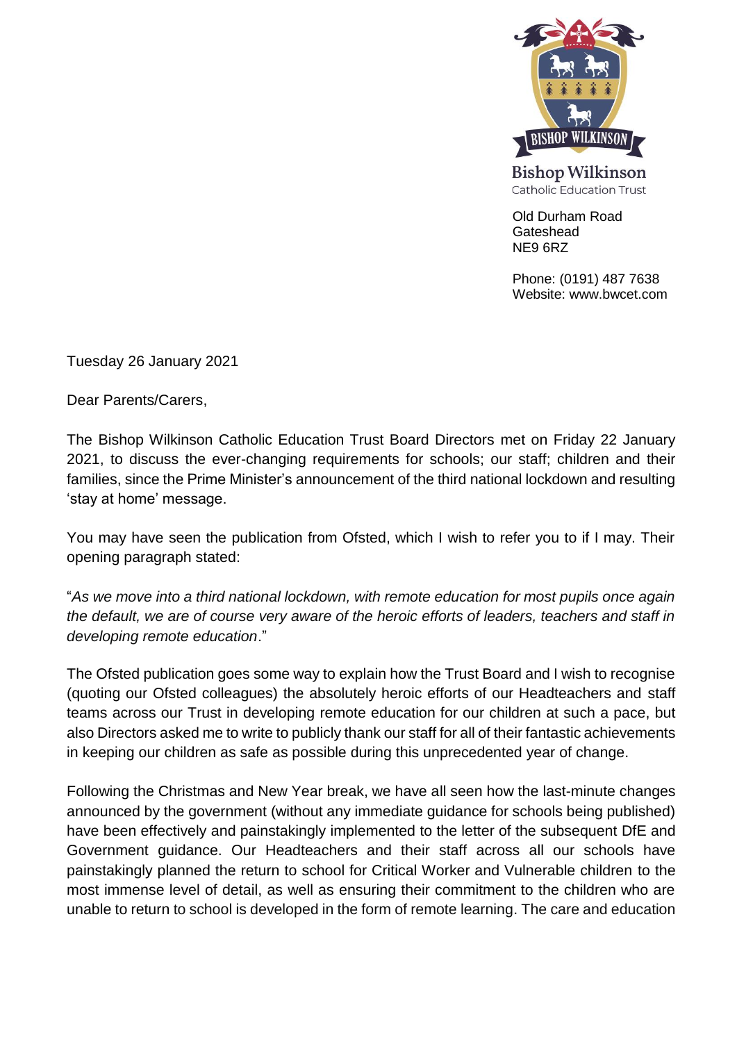Bishop Wilkinson
Catholic Education Trust

Old Durham Road
Gateshead
NE9 6RZ

Phone: (0191) 487 7638
Website: www.bwcet.com

Tuesday 26 January 2021

Dear Parents/Carers,

The Bishop Wilkinson Catholic Education Trust Board Directors met on Friday 22 January 2021, to discuss the ever-changing requirements for schools; our staff; children and their families, since the Prime Minister's announcement of the third national lockdown and resulting 'stay at home' message.

You may have seen the publication from Ofsted, which I wish to refer you to if I may. Their opening paragraph stated:

"*As we move into a third national lockdown, with remote education for most pupils once again the default, we are of course very aware of the heroic efforts of leaders, teachers and staff in developing remote education*."

The Ofsted publication goes some way to explain how the Trust Board and I wish to recognise (quoting our Ofsted colleagues) the absolutely heroic efforts of our Headteachers and staff teams across our Trust in developing remote education for our children at such a pace, but also Directors asked me to write to publicly thank our staff for all of their fantastic achievements in keeping our children as safe as possible during this unprecedented year of change.

Following the Christmas and New Year break, we have all seen how the last-minute changes announced by the government (without any immediate guidance for schools being published) have been effectively and painstakingly implemented to the letter of the subsequent DfE and Government guidance. Our Headteachers and their staff across all our schools have painstakingly planned the return to school for Critical Worker and Vulnerable children to the most immense level of detail, as well as ensuring their commitment to the children who are unable to return to school is developed in the form of remote learning. The care and education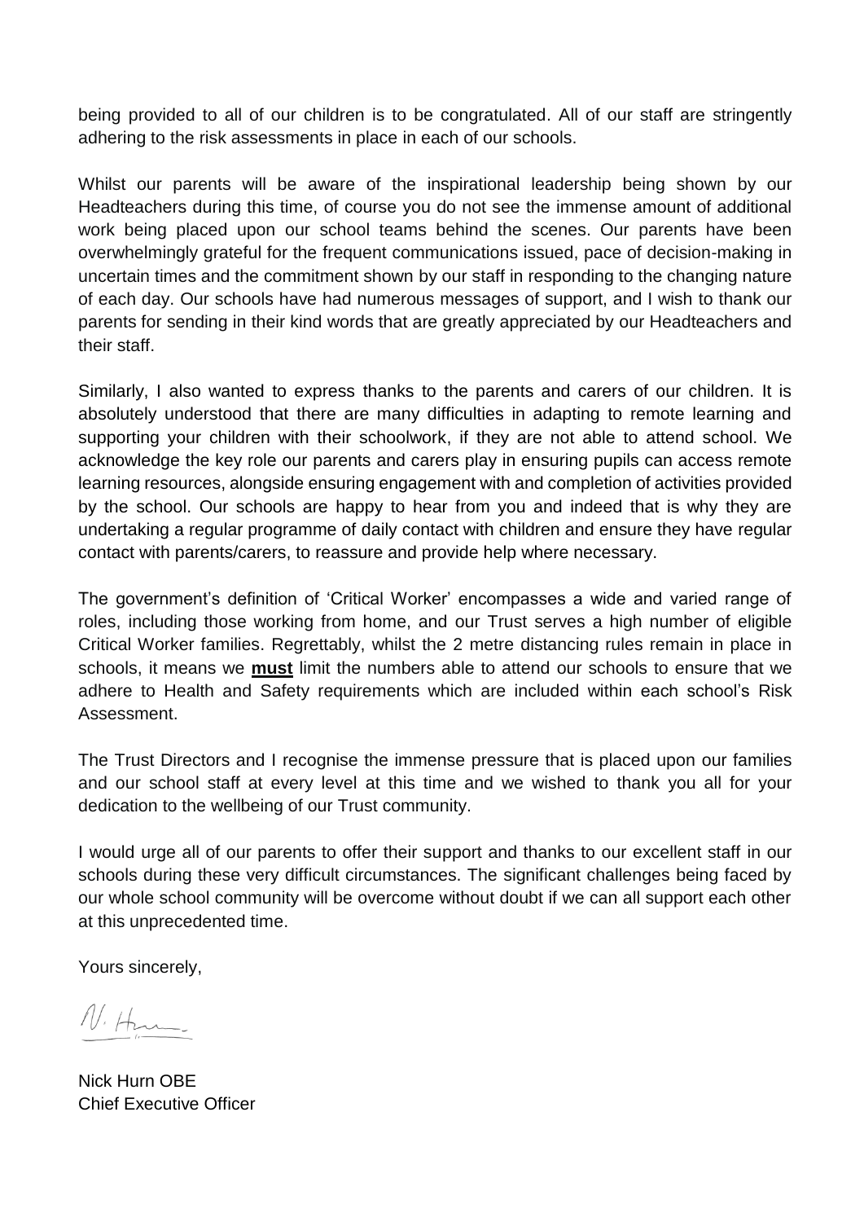being provided to all of our children is to be congratulated. All of our staff are stringently adhering to the risk assessments in place in each of our schools.

Whilst our parents will be aware of the inspirational leadership being shown by our Headteachers during this time, of course you do not see the immense amount of additional work being placed upon our school teams behind the scenes. Our parents have been overwhelmingly grateful for the frequent communications issued, pace of decision-making in uncertain times and the commitment shown by our staff in responding to the changing nature of each day. Our schools have had numerous messages of support, and I wish to thank our parents for sending in their kind words that are greatly appreciated by our Headteachers and their staff.

Similarly, I also wanted to express thanks to the parents and carers of our children. It is absolutely understood that there are many difficulties in adapting to remote learning and supporting your children with their schoolwork, if they are not able to attend school. We acknowledge the key role our parents and carers play in ensuring pupils can access remote learning resources, alongside ensuring engagement with and completion of activities provided by the school. Our schools are happy to hear from you and indeed that is why they are undertaking a regular programme of daily contact with children and ensure they have regular contact with parents/carers, to reassure and provide help where necessary.

The government's definition of 'Critical Worker' encompasses a wide and varied range of roles, including those working from home, and our Trust serves a high number of eligible Critical Worker families. Regrettably, whilst the 2 metre distancing rules remain in place in schools, it means we **must** limit the numbers able to attend our schools to ensure that we adhere to Health and Safety requirements which are included within each school's Risk Assessment.

The Trust Directors and I recognise the immense pressure that is placed upon our families and our school staff at every level at this time and we wished to thank you all for your dedication to the wellbeing of our Trust community.

I would urge all of our parents to offer their support and thanks to our excellent staff in our schools during these very difficult circumstances. The significant challenges being faced by our whole school community will be overcome without doubt if we can all support each other at this unprecedented time.

Yours sincerely,

N. Hurn

Nick Hurn OBE
Chief Executive Officer